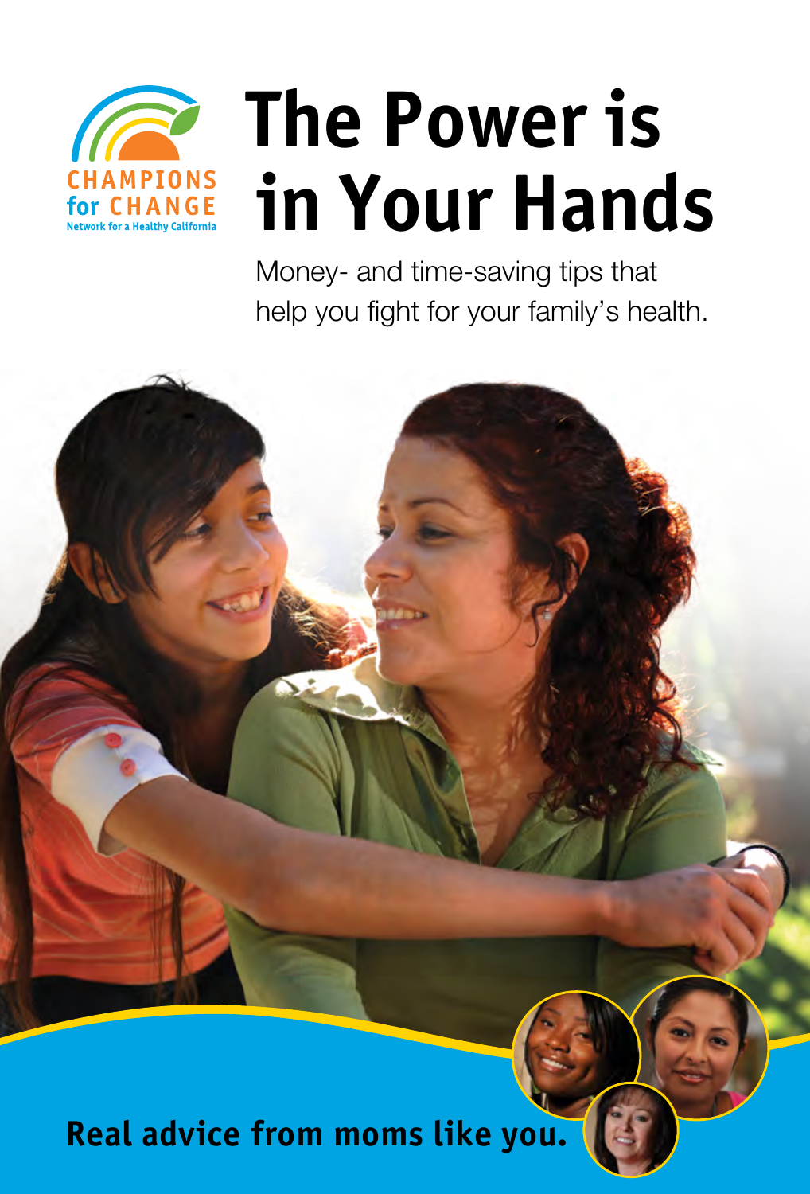CHAMPIONS for CHANGE
Network for a Healthy California

# The Power is in Your Hands

Money- and time-saving tips that help you fight for your family's health.

**Real advice from moms like you.**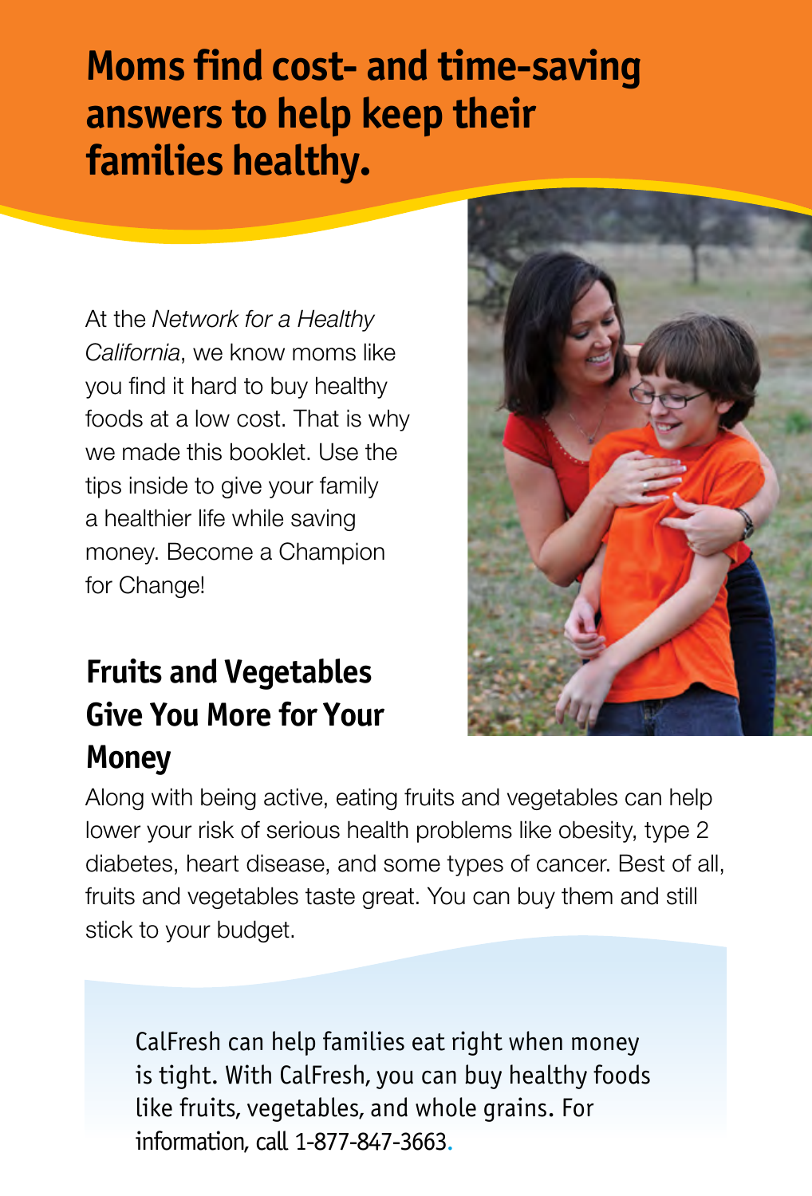# Moms find cost- and time-saving answers to help keep their families healthy.

At the *Network for a Healthy California*, we know moms like you find it hard to buy healthy foods at a low cost. That is why we made this booklet. Use the tips inside to give your family a healthier life while saving money. Become a Champion for Change!

## Fruits and Vegetables Give You More for Your Money

Along with being active, eating fruits and vegetables can help lower your risk of serious health problems like obesity, type 2 diabetes, heart disease, and some types of cancer. Best of all, fruits and vegetables taste great. You can buy them and still stick to your budget.

CalFresh can help families eat right when money is tight. With CalFresh, you can buy healthy foods like fruits, vegetables, and whole grains. For information, call 1-877-847-3663.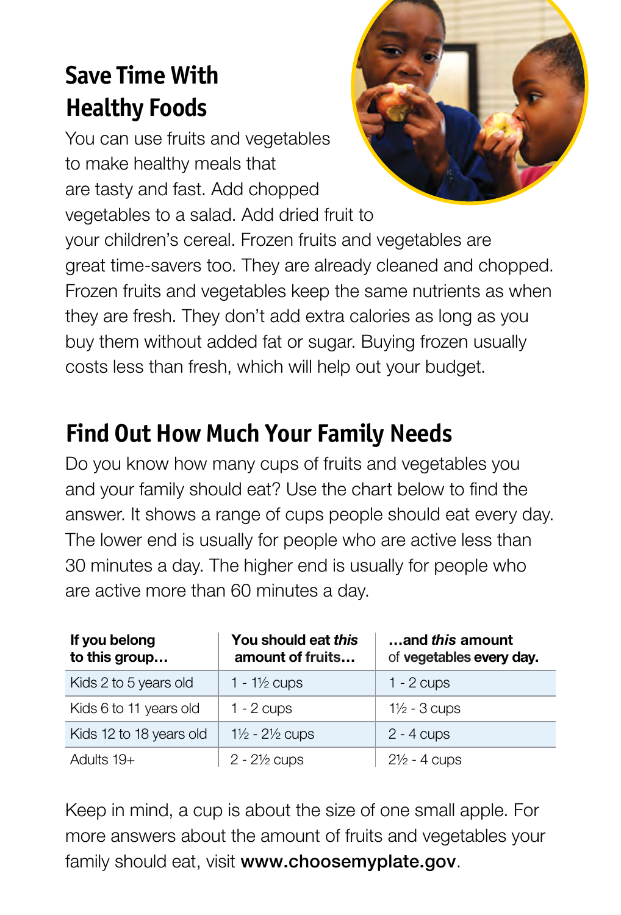## Save Time With Healthy Foods

You can use fruits and vegetables to make healthy meals that are tasty and fast. Add chopped vegetables to a salad. Add dried fruit to your children's cereal. Frozen fruits and vegetables are great time-savers too. They are already cleaned and chopped. Frozen fruits and vegetables keep the same nutrients as when they are fresh. They don't add extra calories as long as you buy them without added fat or sugar. Buying frozen usually costs less than fresh, which will help out your budget.

## Find Out How Much Your Family Needs

Do you know how many cups of fruits and vegetables you and your family should eat? Use the chart below to find the answer. It shows a range of cups people should eat every day. The lower end is usually for people who are active less than 30 minutes a day. The higher end is usually for people who are active more than 60 minutes a day.

| **If you belong to this group…** | **You should eat *this* amount of fruits…** | **…and *this* amount of vegetables every day.** |
|---|---|---|
| Kids 2 to 5 years old | 1 - 1½ cups | 1 - 2 cups |
| Kids 6 to 11 years old | 1 - 2 cups | 1½ - 3 cups |
| Kids 12 to 18 years old | 1½ - 2½ cups | 2 - 4 cups |
| Adults 19+ | 2 - 2½ cups | 2½ - 4 cups |

Keep in mind, a cup is about the size of one small apple. For more answers about the amount of fruits and vegetables your family should eat, visit **www.choosemyplate.gov**.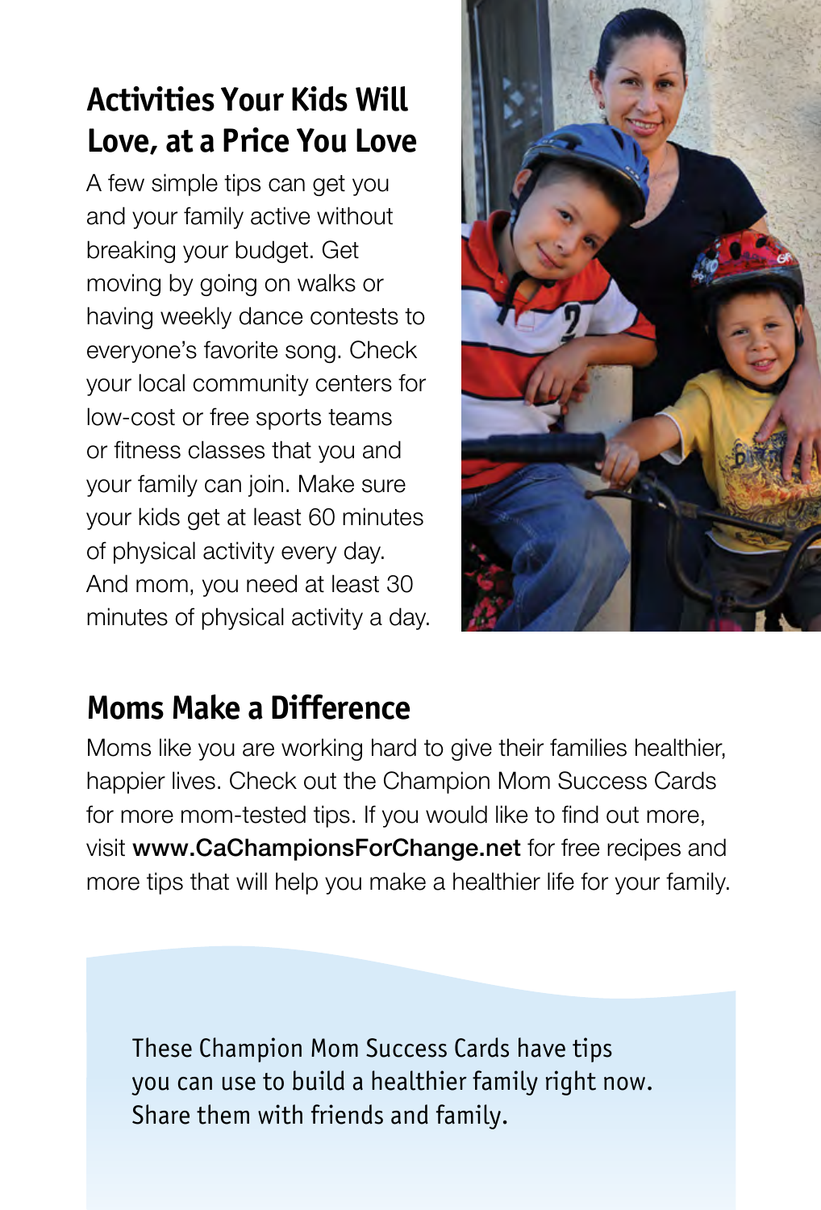## Activities Your Kids Will Love, at a Price You Love

A few simple tips can get you and your family active without breaking your budget. Get moving by going on walks or having weekly dance contests to everyone's favorite song. Check your local community centers for low-cost or free sports teams or fitness classes that you and your family can join. Make sure your kids get at least 60 minutes of physical activity every day. And mom, you need at least 30 minutes of physical activity a day.

## Moms Make a Difference

Moms like you are working hard to give their families healthier, happier lives. Check out the Champion Mom Success Cards for more mom-tested tips. If you would like to find out more, visit **www.CaChampionsForChange.net** for free recipes and more tips that will help you make a healthier life for your family.

These Champion Mom Success Cards have tips you can use to build a healthier family right now. Share them with friends and family.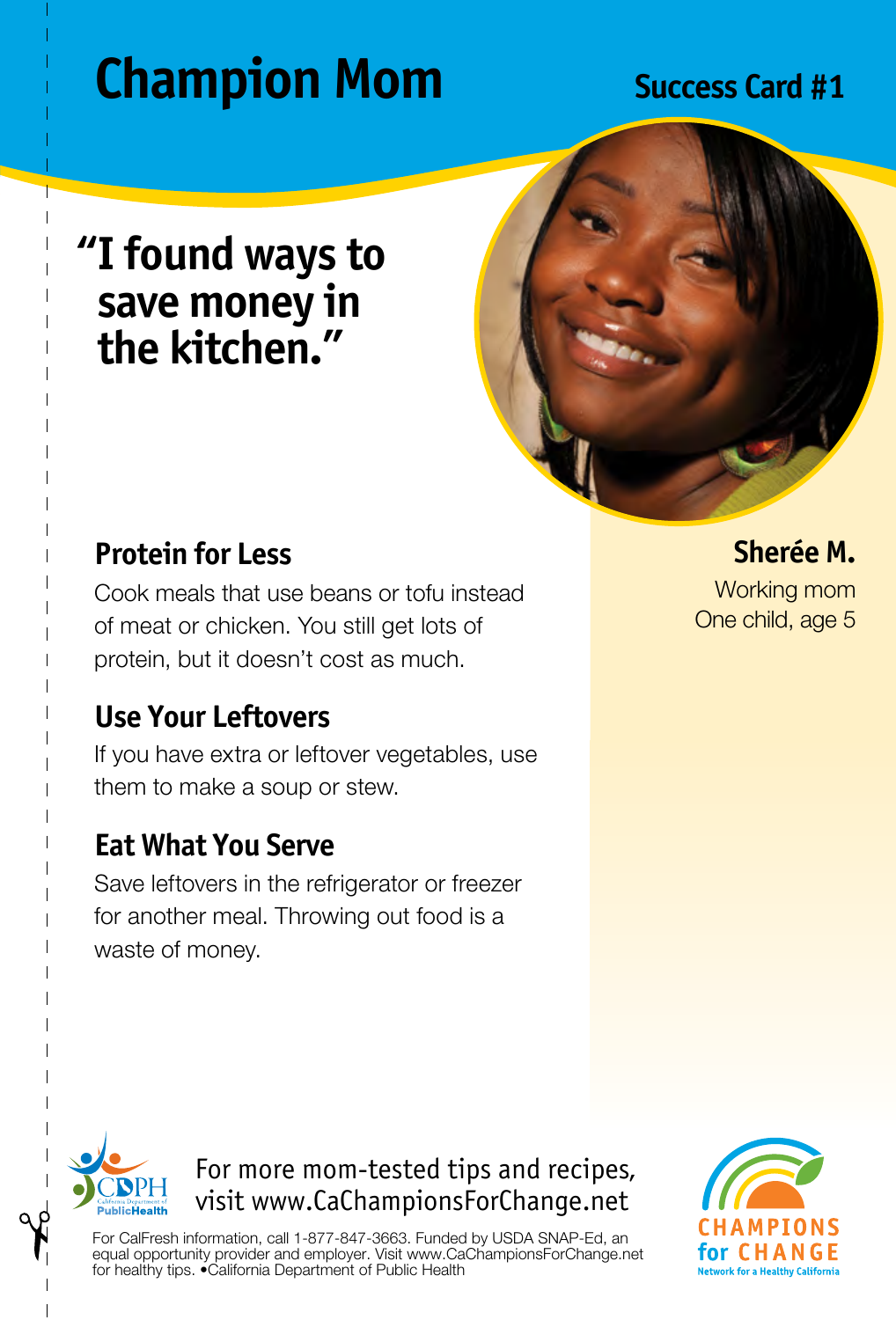# Champion Mom

**Success Card #1**

## "I found ways to save money in the kitchen."

**Sherée M.**
Working mom
One child, age 5

### Protein for Less

Cook meals that use beans or tofu instead of meat or chicken. You still get lots of protein, but it doesn't cost as much.

### Use Your Leftovers

If you have extra or leftover vegetables, use them to make a soup or stew.

### Eat What You Serve

Save leftovers in the refrigerator or freezer for another meal. Throwing out food is a waste of money.

For more mom-tested tips and recipes, visit www.CaChampionsForChange.net

For CalFresh information, call 1-877-847-3663. Funded by USDA SNAP-Ed, an equal opportunity provider and employer. Visit www.CaChampionsForChange.net for healthy tips. •California Department of Public Health

CDPH California Department of Public Health

CHAMPIONS for CHANGE Network for a Healthy California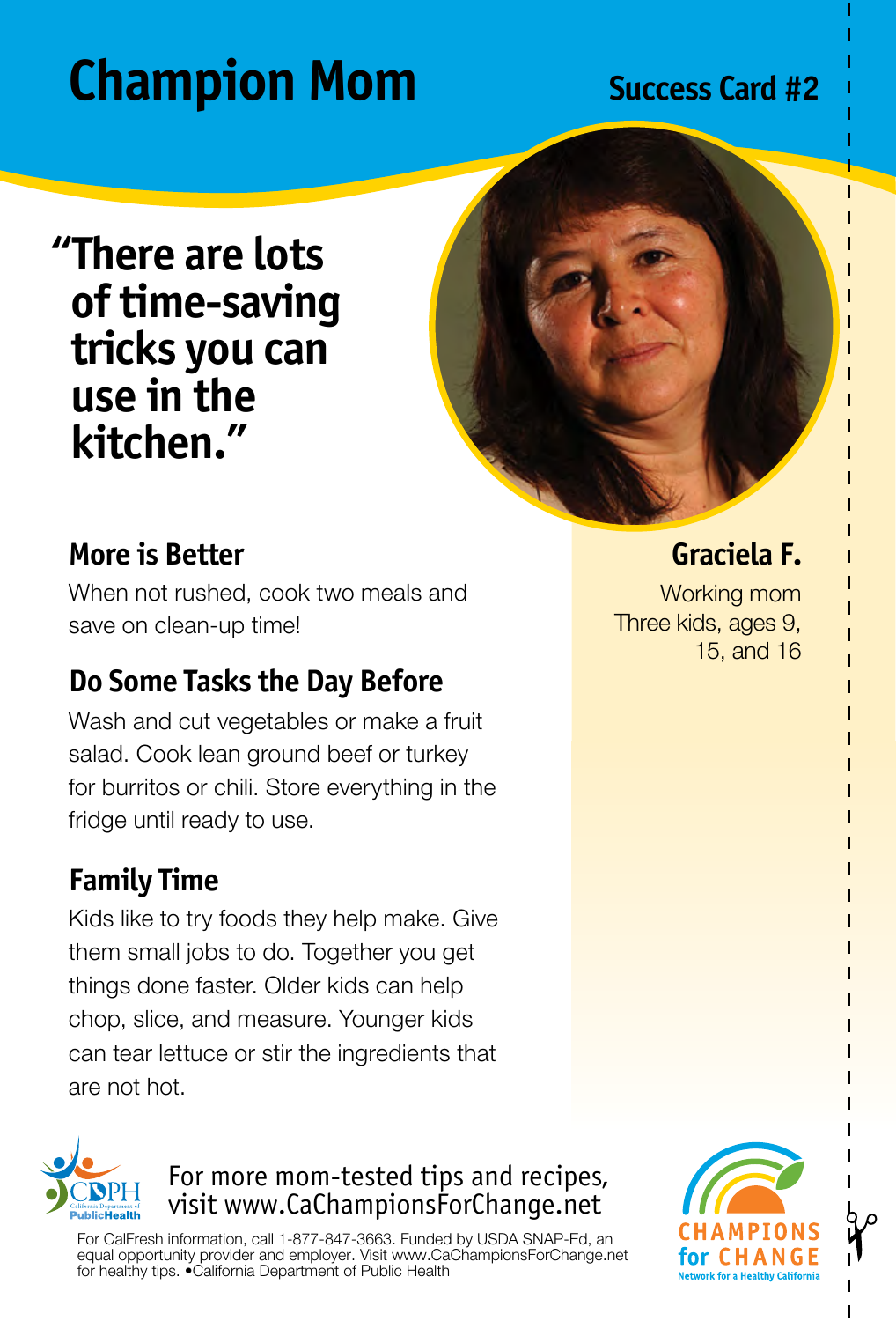# Champion Mom

**Success Card #2**

## "There are lots of time-saving tricks you can use in the kitchen."

**Graciela F.**

Working mom
Three kids, ages 9, 15, and 16

### More is Better

When not rushed, cook two meals and save on clean-up time!

### Do Some Tasks the Day Before

Wash and cut vegetables or make a fruit salad. Cook lean ground beef or turkey for burritos or chili. Store everything in the fridge until ready to use.

### Family Time

Kids like to try foods they help make. Give them small jobs to do. Together you get things done faster. Older kids can help chop, slice, and measure. Younger kids can tear lettuce or stir the ingredients that are not hot.

CDPH California Department of Public Health

For more mom-tested tips and recipes, visit www.CaChampionsForChange.net

For CalFresh information, call 1-877-847-3663. Funded by USDA SNAP-Ed, an equal opportunity provider and employer. Visit www.CaChampionsForChange.net for healthy tips. •California Department of Public Health

CHAMPIONS for CHANGE
Network for a Healthy California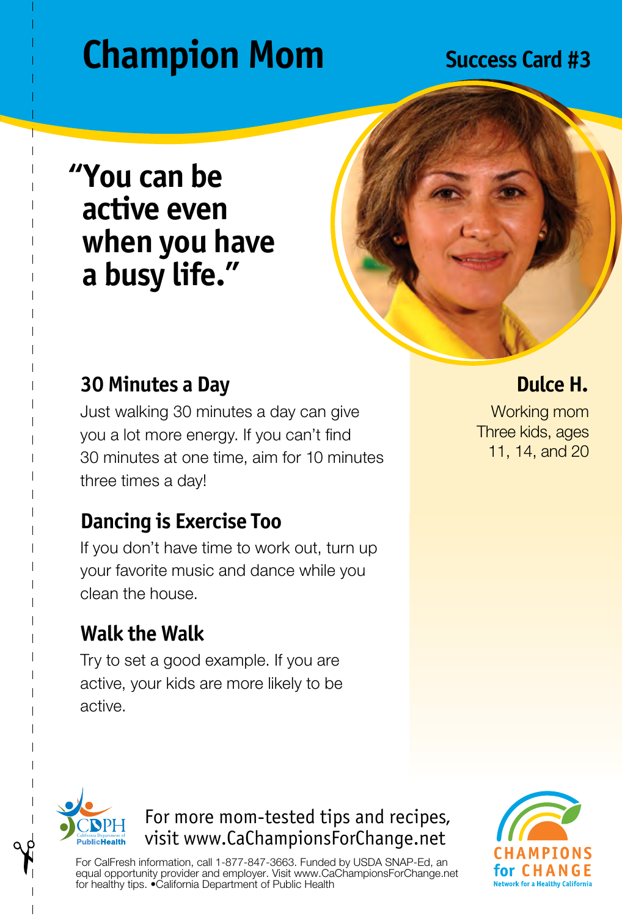# Champion Mom

**Success Card #3**

## "You can be active even when you have a busy life."

**Dulce H.**

Working mom
Three kids, ages 11, 14, and 20

### 30 Minutes a Day

Just walking 30 minutes a day can give you a lot more energy. If you can't find 30 minutes at one time, aim for 10 minutes three times a day!

### Dancing is Exercise Too

If you don't have time to work out, turn up your favorite music and dance while you clean the house.

### Walk the Walk

Try to set a good example. If you are active, your kids are more likely to be active.

CDPH California Department of Public Health

For more mom-tested tips and recipes, visit www.CaChampionsForChange.net

For CalFresh information, call 1-877-847-3663. Funded by USDA SNAP-Ed, an equal opportunity provider and employer. Visit www.CaChampionsForChange.net for healthy tips. •California Department of Public Health

CHAMPIONS for CHANGE
Network for a Healthy California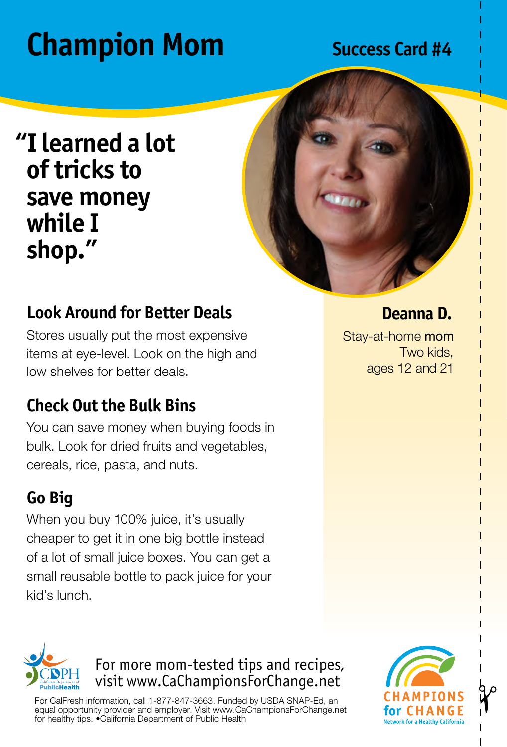# Champion Mom

**Success Card #4**

## "I learned a lot of tricks to save money while I shop."

**Deanna D.**

Stay-at-home mom
Two kids, ages 12 and 21

### Look Around for Better Deals

Stores usually put the most expensive items at eye-level. Look on the high and low shelves for better deals.

### Check Out the Bulk Bins

You can save money when buying foods in bulk. Look for dried fruits and vegetables, cereals, rice, pasta, and nuts.

### Go Big

When you buy 100% juice, it's usually cheaper to get it in one big bottle instead of a lot of small juice boxes. You can get a small reusable bottle to pack juice for your kid's lunch.

For more mom-tested tips and recipes, visit www.CaChampionsForChange.net

For CalFresh information, call 1-877-847-3663. Funded by USDA SNAP-Ed, an equal opportunity provider and employer. Visit www.CaChampionsForChange.net for healthy tips. •California Department of Public Health

CDPH California Department of Public Health

CHAMPIONS for CHANGE Network for a Healthy California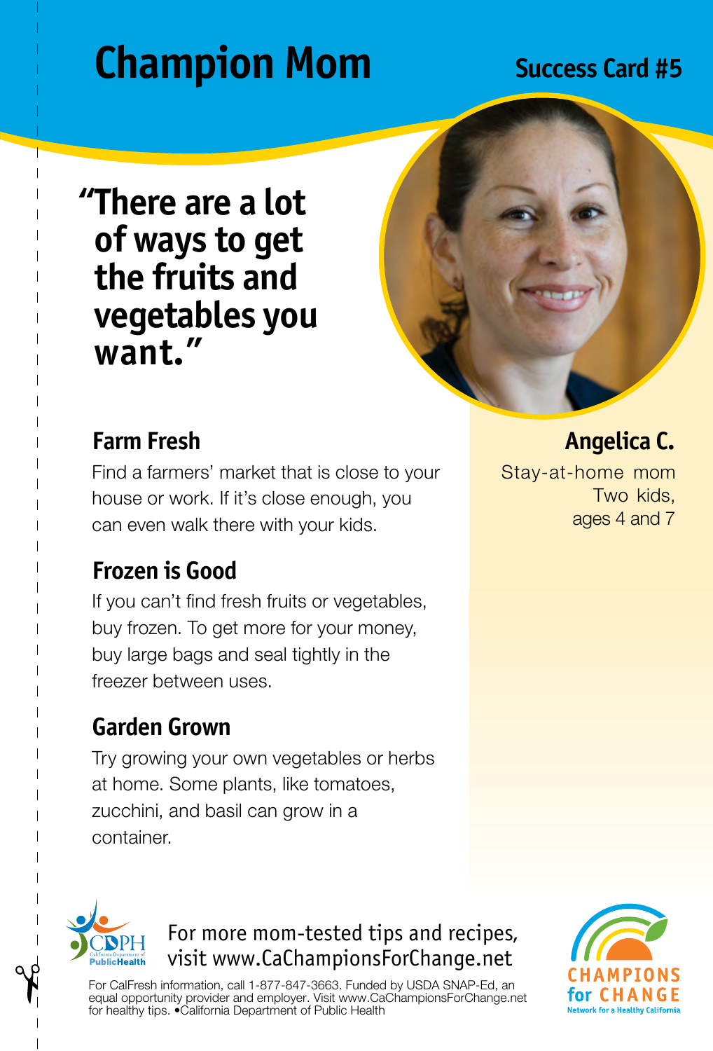# Champion Mom

**Success Card #5**

## "There are a lot of ways to get the fruits and vegetables you want."

**Angelica C.**
Stay-at-home mom
Two kids,
ages 4 and 7

### Farm Fresh

Find a farmers' market that is close to your house or work. If it's close enough, you can even walk there with your kids.

### Frozen is Good

If you can't find fresh fruits or vegetables, buy frozen. To get more for your money, buy large bags and seal tightly in the freezer between uses.

### Garden Grown

Try growing your own vegetables or herbs at home. Some plants, like tomatoes, zucchini, and basil can grow in a container.

CDPH California Department of Public Health

For more mom-tested tips and recipes, visit www.CaChampionsForChange.net

For CalFresh information, call 1-877-847-3663. Funded by USDA SNAP-Ed, an equal opportunity provider and employer. Visit www.CaChampionsForChange.net for healthy tips. •California Department of Public Health

CHAMPIONS for CHANGE
Network for a Healthy California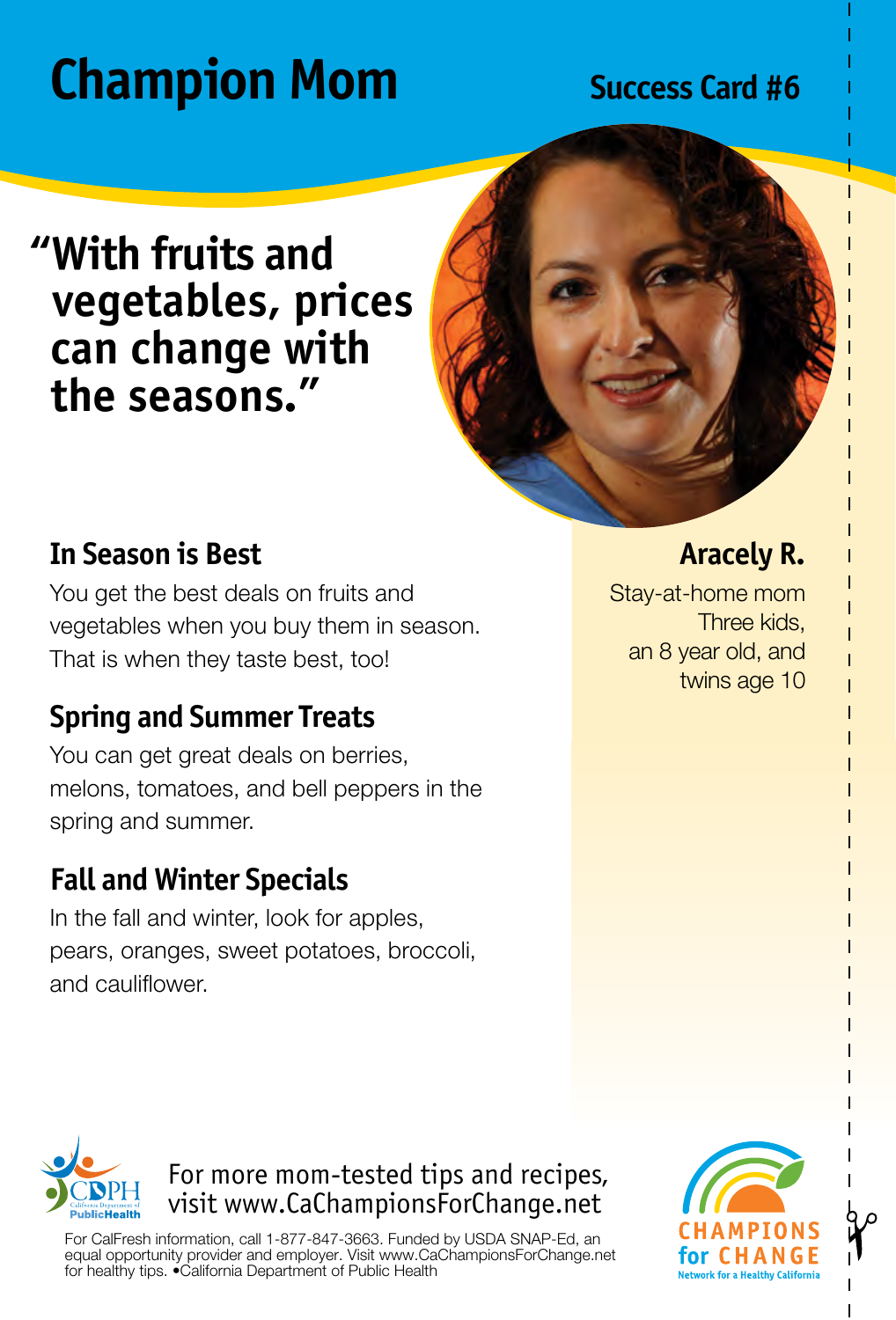# Champion Mom

**Success Card #6**

## "With fruits and vegetables, prices can change with the seasons."

### Aracely R.

Stay-at-home mom
Three kids,
an 8 year old, and
twins age 10

### In Season is Best

You get the best deals on fruits and vegetables when you buy them in season. That is when they taste best, too!

### Spring and Summer Treats

You can get great deals on berries, melons, tomatoes, and bell peppers in the spring and summer.

### Fall and Winter Specials

In the fall and winter, look for apples, pears, oranges, sweet potatoes, broccoli, and cauliflower.

For more mom-tested tips and recipes, visit www.CaChampionsForChange.net

For CalFresh information, call 1-877-847-3663. Funded by USDA SNAP-Ed, an equal opportunity provider and employer. Visit www.CaChampionsForChange.net for healthy tips. •California Department of Public Health

CDPH California Department of Public Health

CHAMPIONS for CHANGE Network for a Healthy California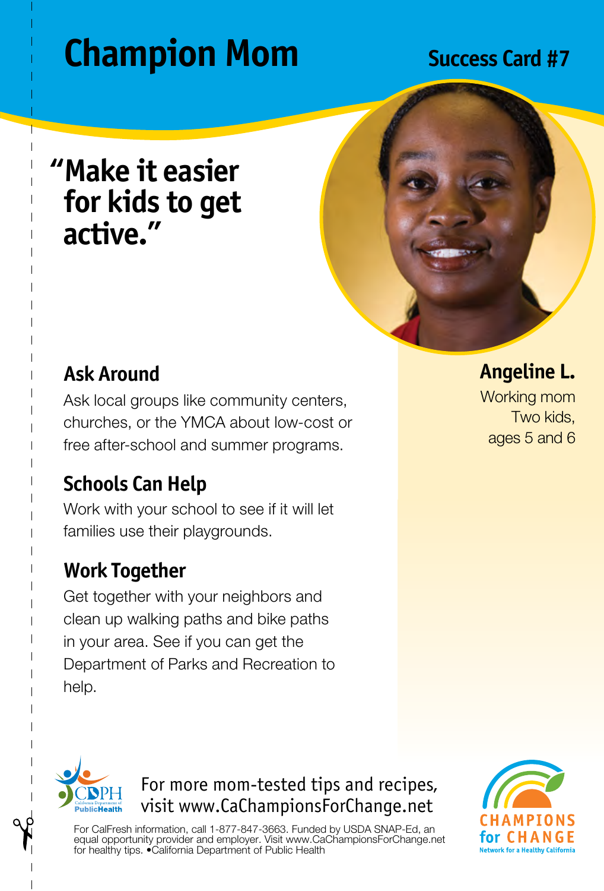# Champion Mom

**Success Card #7**

## "Make it easier for kids to get active."

**Angeline L.**
Working mom
Two kids,
ages 5 and 6

### Ask Around

Ask local groups like community centers, churches, or the YMCA about low-cost or free after-school and summer programs.

### Schools Can Help

Work with your school to see if it will let families use their playgrounds.

### Work Together

Get together with your neighbors and clean up walking paths and bike paths in your area. See if you can get the Department of Parks and Recreation to help.

For more mom-tested tips and recipes, visit www.CaChampionsForChange.net

For CalFresh information, call 1-877-847-3663. Funded by USDA SNAP-Ed, an equal opportunity provider and employer. Visit www.CaChampionsForChange.net for healthy tips. •California Department of Public Health

CHAMPIONS for CHANGE
Network for a Healthy California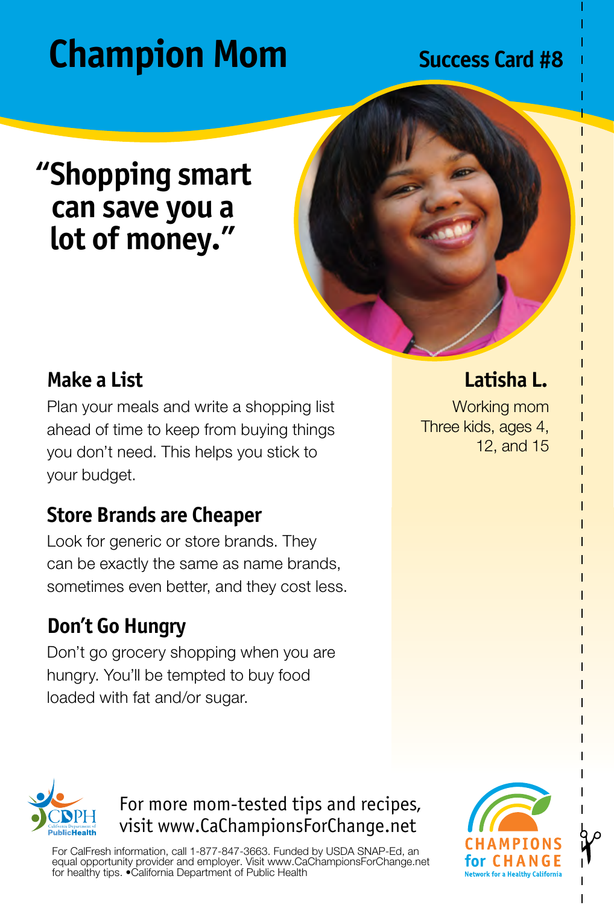# Champion Mom

## Success Card #8

## "Shopping smart can save you a lot of money."

**Latisha L.**

Working mom
Three kids, ages 4, 12, and 15

### Make a List

Plan your meals and write a shopping list ahead of time to keep from buying things you don't need. This helps you stick to your budget.

### Store Brands are Cheaper

Look for generic or store brands. They can be exactly the same as name brands, sometimes even better, and they cost less.

### Don't Go Hungry

Don't go grocery shopping when you are hungry. You'll be tempted to buy food loaded with fat and/or sugar.

For more mom-tested tips and recipes, visit www.CaChampionsForChange.net

For CalFresh information, call 1-877-847-3663. Funded by USDA SNAP-Ed, an equal opportunity provider and employer. Visit www.CaChampionsForChange.net for healthy tips. •California Department of Public Health

CDPH California Department of Public Health

CHAMPIONS for CHANGE
Network for a Healthy California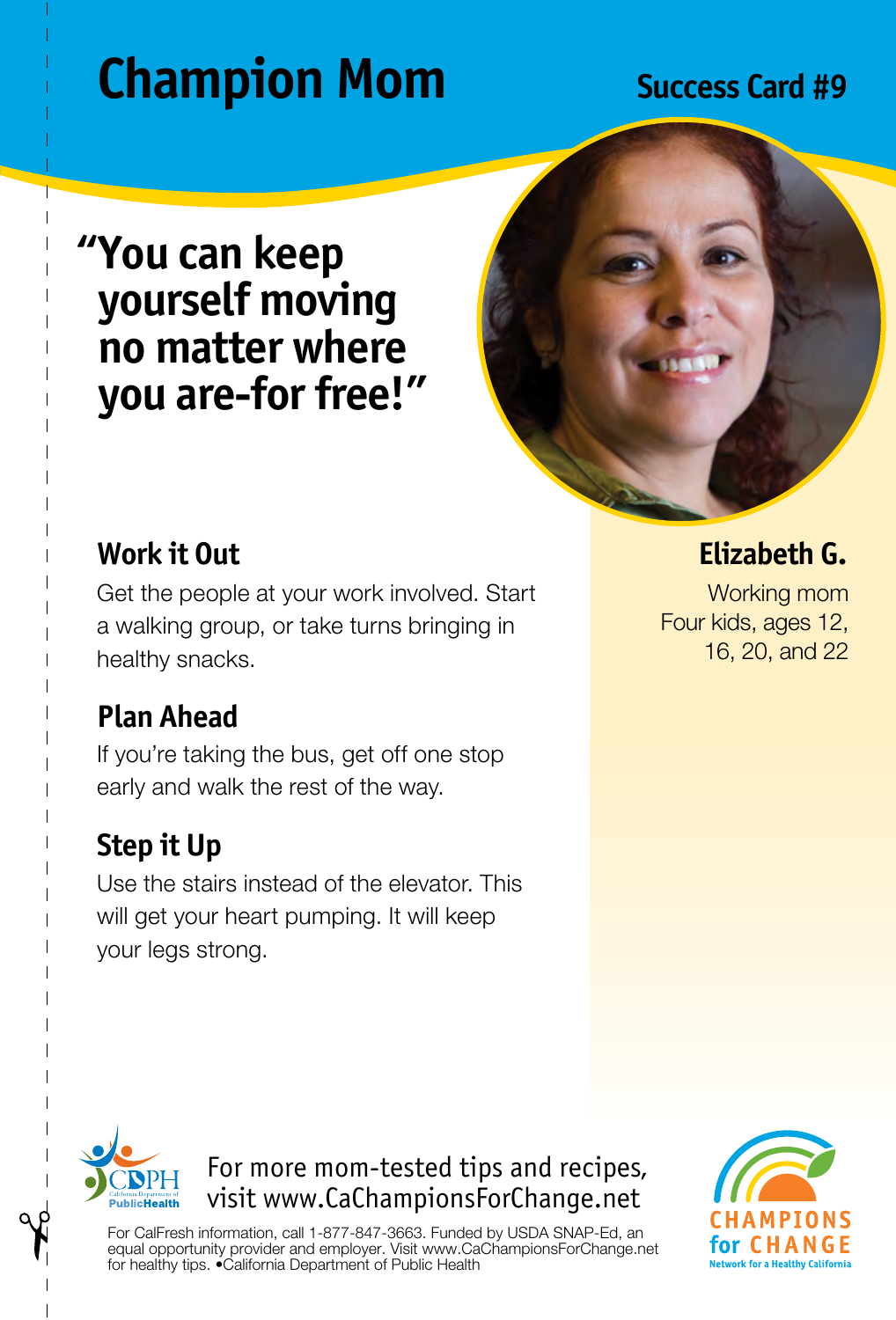# Champion Mom

**Success Card #9**

## "You can keep yourself moving no matter where you are-for free!"

### Elizabeth G.

Working mom
Four kids, ages 12, 16, 20, and 22

### Work it Out

Get the people at your work involved. Start a walking group, or take turns bringing in healthy snacks.

### Plan Ahead

If you're taking the bus, get off one stop early and walk the rest of the way.

### Step it Up

Use the stairs instead of the elevator. This will get your heart pumping. It will keep your legs strong.

For more mom-tested tips and recipes, visit www.CaChampionsForChange.net

For CalFresh information, call 1-877-847-3663. Funded by USDA SNAP-Ed, an equal opportunity provider and employer. Visit www.CaChampionsForChange.net for healthy tips. •California Department of Public Health

CDPH California Department of Public Health

CHAMPIONS for CHANGE Network for a Healthy California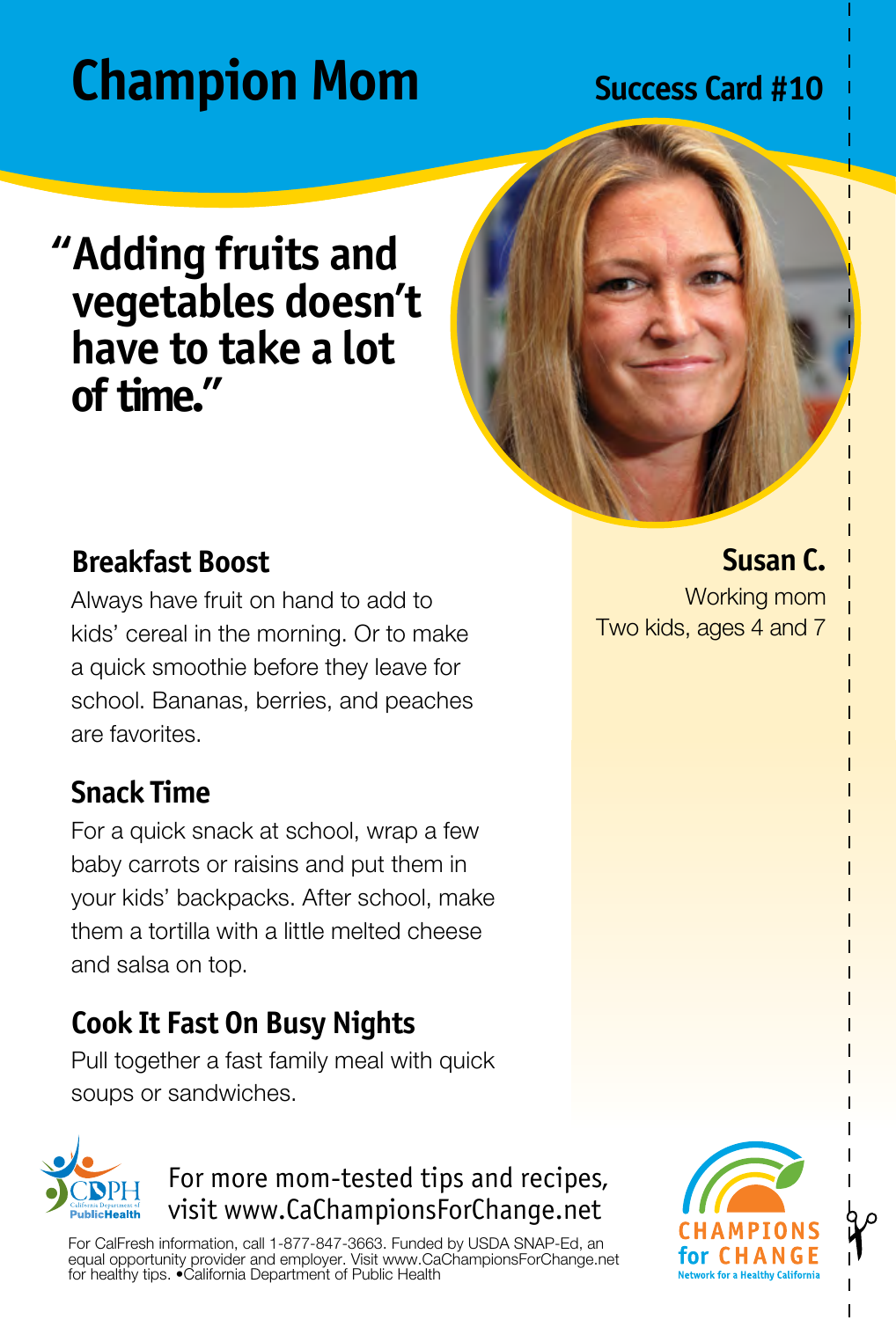# Champion Mom

**Success Card #10**

## "Adding fruits and vegetables doesn't have to take a lot of time."

**Susan C.**
Working mom
Two kids, ages 4 and 7

### Breakfast Boost

Always have fruit on hand to add to kids' cereal in the morning. Or to make a quick smoothie before they leave for school. Bananas, berries, and peaches are favorites.

### Snack Time

For a quick snack at school, wrap a few baby carrots or raisins and put them in your kids' backpacks. After school, make them a tortilla with a little melted cheese and salsa on top.

### Cook It Fast On Busy Nights

Pull together a fast family meal with quick soups or sandwiches.

CDPH California Department of Public Health

For more mom-tested tips and recipes, visit www.CaChampionsForChange.net

For CalFresh information, call 1-877-847-3663. Funded by USDA SNAP-Ed, an equal opportunity provider and employer. Visit www.CaChampionsForChange.net for healthy tips. •California Department of Public Health

CHAMPIONS for CHANGE
Network for a Healthy California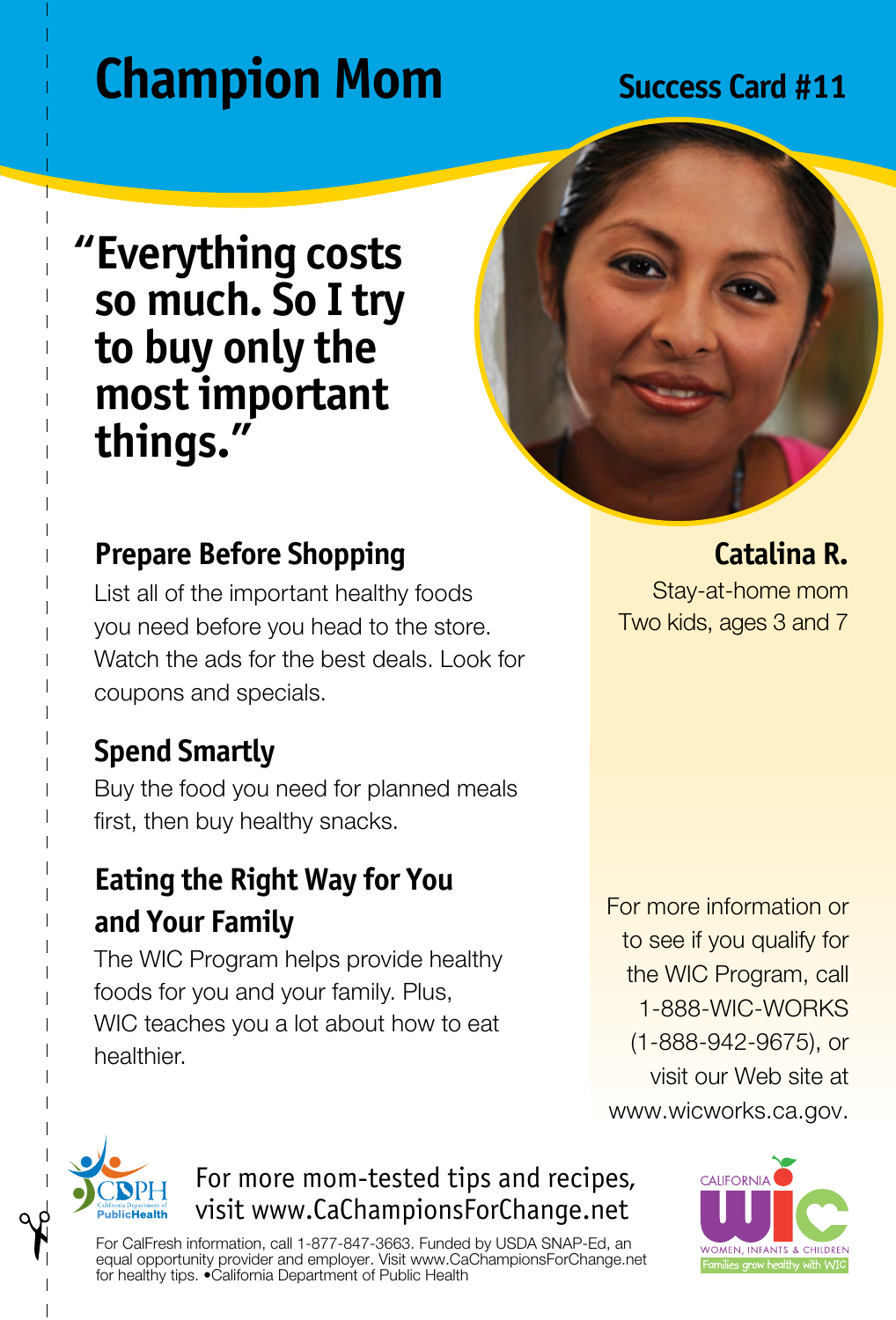# Champion Mom

**Success Card #11**

## "Everything costs so much. So I try to buy only the most important things."

**Catalina R.**
Stay-at-home mom
Two kids, ages 3 and 7

### Prepare Before Shopping

List all of the important healthy foods you need before you head to the store. Watch the ads for the best deals. Look for coupons and specials.

### Spend Smartly

Buy the food you need for planned meals first, then buy healthy snacks.

### Eating the Right Way for You and Your Family

The WIC Program helps provide healthy foods for you and your family. Plus, WIC teaches you a lot about how to eat healthier.

For more information or to see if you qualify for the WIC Program, call 1-888-WIC-WORKS (1-888-942-9675), or visit our Web site at www.wicworks.ca.gov.

For more mom-tested tips and recipes, visit www.CaChampionsForChange.net

For CalFresh information, call 1-877-847-3663. Funded by USDA SNAP-Ed, an equal opportunity provider and employer. Visit www.CaChampionsForChange.net for healthy tips. •California Department of Public Health

CDPH California Department of Public Health

CALIFORNIA WIC WOMEN, INFANTS & CHILDREN Families grow healthy with WIC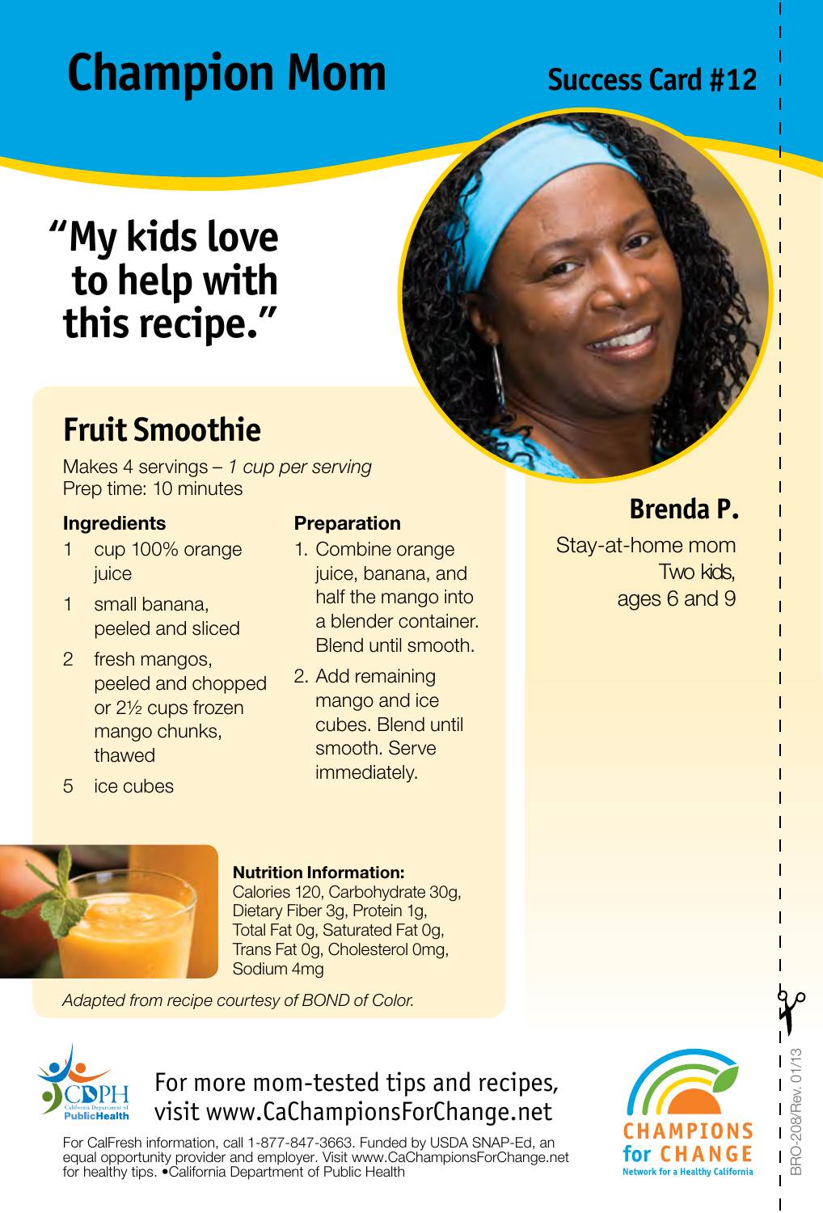# Champion Mom

**Success Card #12**

## "My kids love to help with this recipe."

**Brenda P.**

Stay-at-home mom
Two kids,
ages 6 and 9

## Fruit Smoothie

Makes 4 servings – *1 cup per serving*
Prep time: 10 minutes

### Ingredients

- 1 cup 100% orange juice
- 1 small banana, peeled and sliced
- 2 fresh mangos, peeled and chopped or 2½ cups frozen mango chunks, thawed
- 5 ice cubes

### Preparation

1. Combine orange juice, banana, and half the mango into a blender container. Blend until smooth.
2. Add remaining mango and ice cubes. Blend until smooth. Serve immediately.

**Nutrition Information:**
Calories 120, Carbohydrate 30g, Dietary Fiber 3g, Protein 1g, Total Fat 0g, Saturated Fat 0g, Trans Fat 0g, Cholesterol 0mg, Sodium 4mg

*Adapted from recipe courtesy of BOND of Color.*

For more mom-tested tips and recipes, visit www.CaChampionsForChange.net

For CalFresh information, call 1-877-847-3663. Funded by USDA SNAP-Ed, an equal opportunity provider and employer. Visit www.CaChampionsForChange.net for healthy tips. •California Department of Public Health

CHAMPIONS for CHANGE
Network for a Healthy California

BRO-208/Rev. 01/13